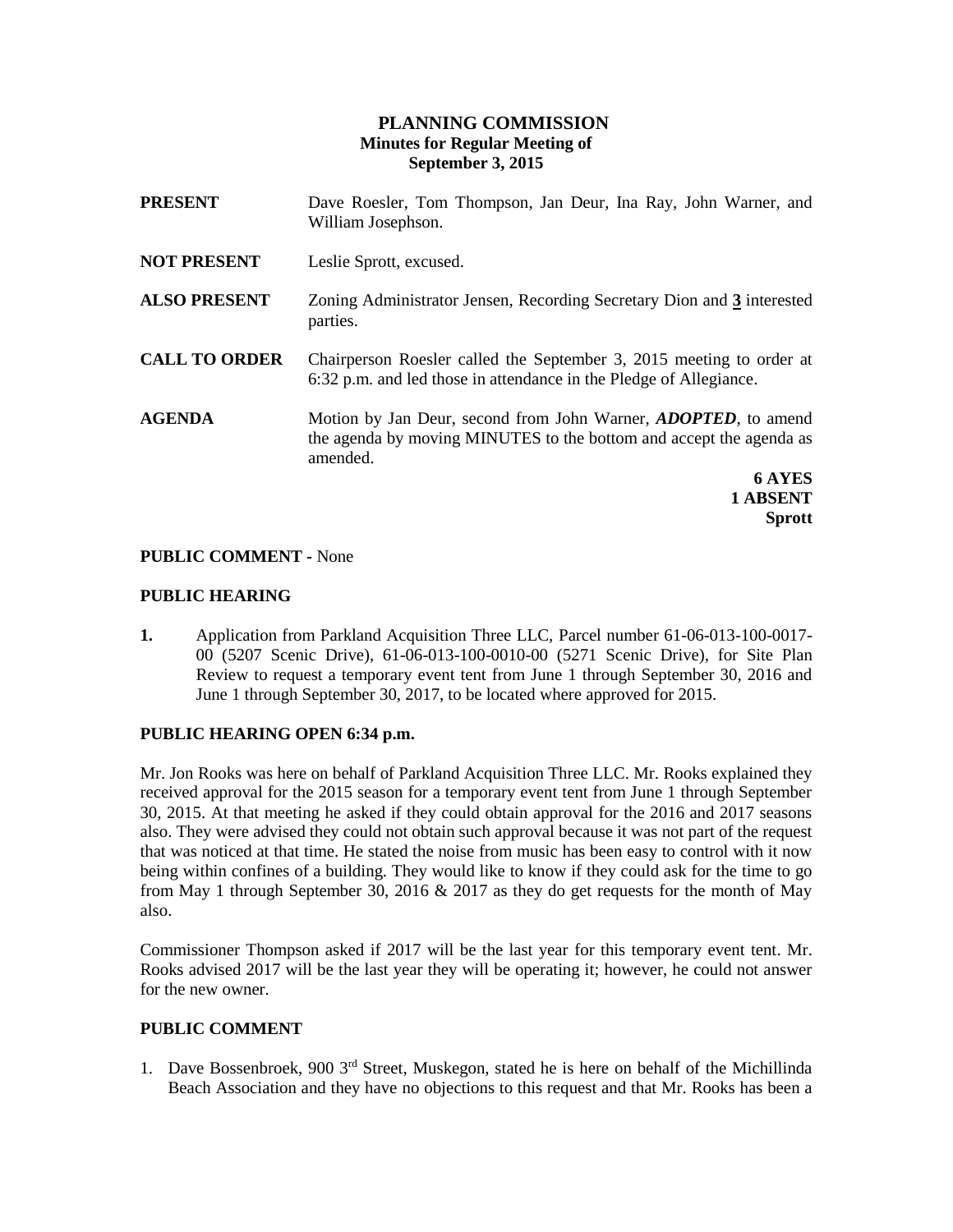# PLANNING COMMISSION
## Minutes for Regular Meeting of
## September 3, 2015

**PRESENT** Dave Roesler, Tom Thompson, Jan Deur, Ina Ray, John Warner, and William Josephson.

**NOT PRESENT** Leslie Sprott, excused.

**ALSO PRESENT** Zoning Administrator Jensen, Recording Secretary Dion and **3** interested parties.

**CALL TO ORDER** Chairperson Roesler called the September 3, 2015 meeting to order at 6:32 p.m. and led those in attendance in the Pledge of Allegiance.

**AGENDA** Motion by Jan Deur, second from John Warner, ***ADOPTED***, to amend the agenda by moving MINUTES to the bottom and accept the agenda as amended.

**6 AYES**
**1 ABSENT**
**Sprott**

**PUBLIC COMMENT -** None

**PUBLIC HEARING**

**1.** Application from Parkland Acquisition Three LLC, Parcel number 61-06-013-100-0017-00 (5207 Scenic Drive), 61-06-013-100-0010-00 (5271 Scenic Drive), for Site Plan Review to request a temporary event tent from June 1 through September 30, 2016 and June 1 through September 30, 2017, to be located where approved for 2015.

**PUBLIC HEARING OPEN 6:34 p.m.**

Mr. Jon Rooks was here on behalf of Parkland Acquisition Three LLC. Mr. Rooks explained they received approval for the 2015 season for a temporary event tent from June 1 through September 30, 2015. At that meeting he asked if they could obtain approval for the 2016 and 2017 seasons also. They were advised they could not obtain such approval because it was not part of the request that was noticed at that time. He stated the noise from music has been easy to control with it now being within confines of a building. They would like to know if they could ask for the time to go from May 1 through September 30, 2016 & 2017 as they do get requests for the month of May also.

Commissioner Thompson asked if 2017 will be the last year for this temporary event tent. Mr. Rooks advised 2017 will be the last year they will be operating it; however, he could not answer for the new owner.

**PUBLIC COMMENT**

1. Dave Bossenbroek, 900 3rd Street, Muskegon, stated he is here on behalf of the Michillinda Beach Association and they have no objections to this request and that Mr. Rooks has been a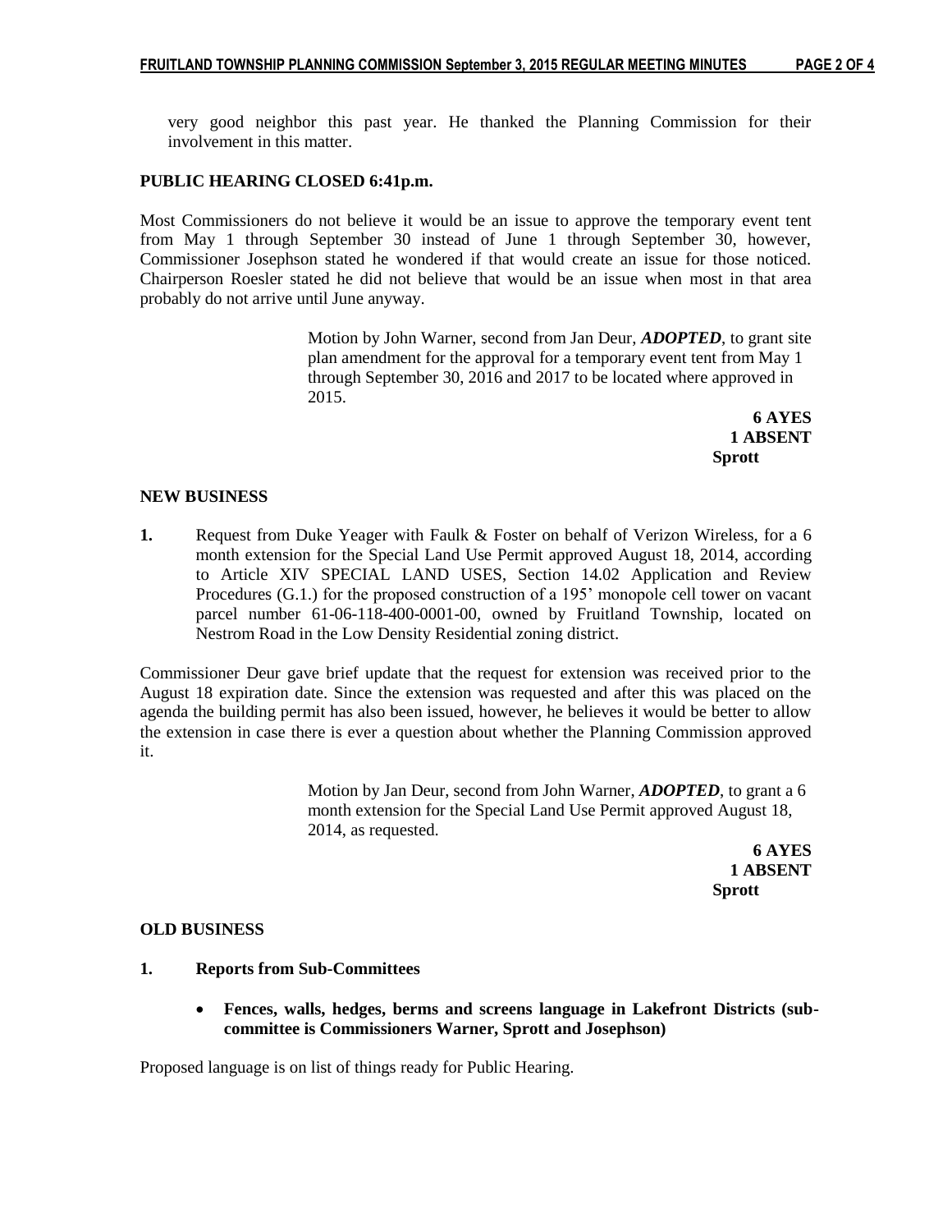very good neighbor this past year. He thanked the Planning Commission for their involvement in this matter.

**PUBLIC HEARING CLOSED 6:41p.m.**

Most Commissioners do not believe it would be an issue to approve the temporary event tent from May 1 through September 30 instead of June 1 through September 30, however, Commissioner Josephson stated he wondered if that would create an issue for those noticed. Chairperson Roesler stated he did not believe that would be an issue when most in that area probably do not arrive until June anyway.

> Motion by John Warner, second from Jan Deur, ***ADOPTED***, to grant site plan amendment for the approval for a temporary event tent from May 1 through September 30, 2016 and 2017 to be located where approved in 2015.
>
> **6 AYES**
> **1 ABSENT**
> **Sprott**

**NEW BUSINESS**

**1.** Request from Duke Yeager with Faulk & Foster on behalf of Verizon Wireless, for a 6 month extension for the Special Land Use Permit approved August 18, 2014, according to Article XIV SPECIAL LAND USES, Section 14.02 Application and Review Procedures (G.1.) for the proposed construction of a 195' monopole cell tower on vacant parcel number 61-06-118-400-0001-00, owned by Fruitland Township, located on Nestrom Road in the Low Density Residential zoning district.

Commissioner Deur gave brief update that the request for extension was received prior to the August 18 expiration date. Since the extension was requested and after this was placed on the agenda the building permit has also been issued, however, he believes it would be better to allow the extension in case there is ever a question about whether the Planning Commission approved it.

> Motion by Jan Deur, second from John Warner, ***ADOPTED***, to grant a 6 month extension for the Special Land Use Permit approved August 18, 2014, as requested.
>
> **6 AYES**
> **1 ABSENT**
> **Sprott**

**OLD BUSINESS**

**1. Reports from Sub-Committees**

- **Fences, walls, hedges, berms and screens language in Lakefront Districts (sub-committee is Commissioners Warner, Sprott and Josephson)**

Proposed language is on list of things ready for Public Hearing.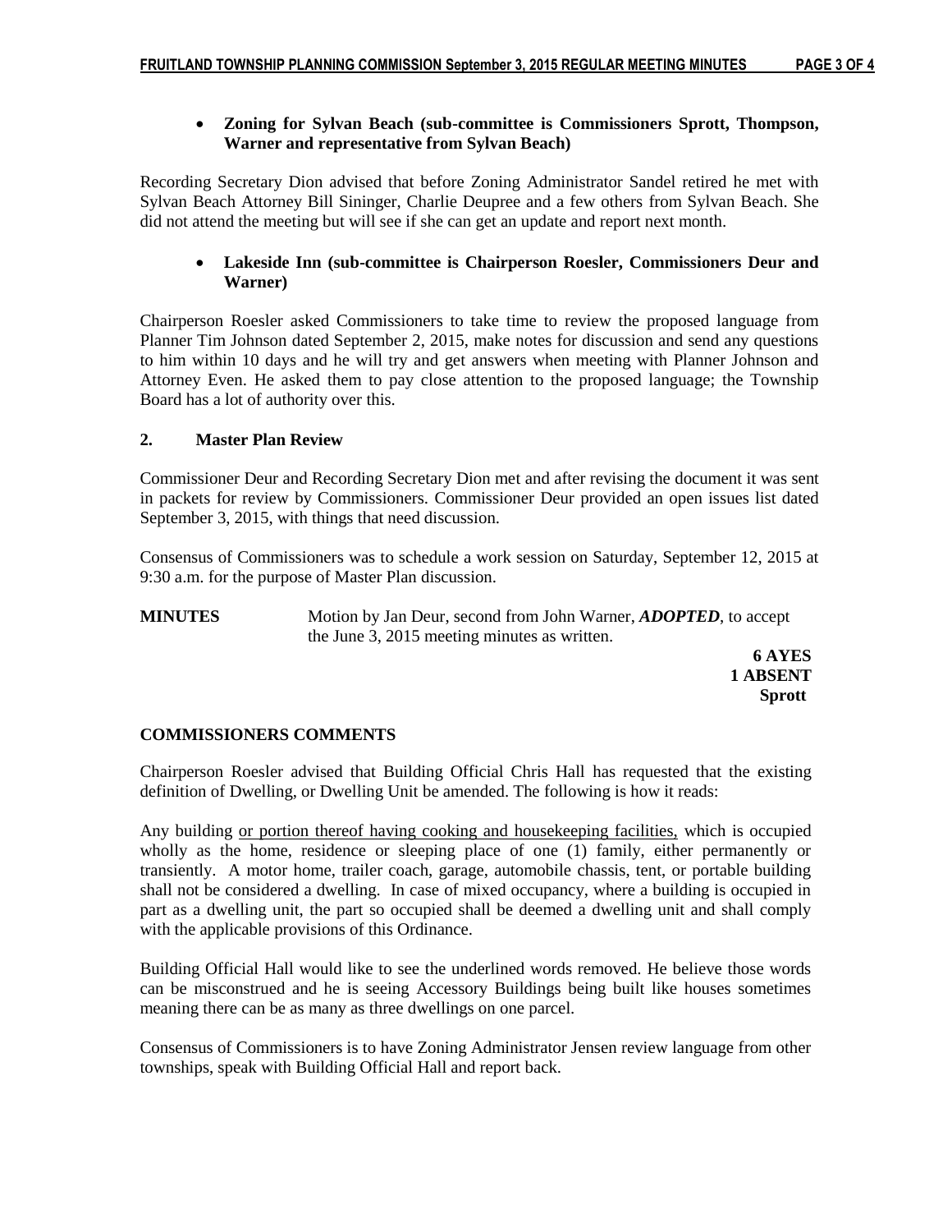- **Zoning for Sylvan Beach (sub-committee is Commissioners Sprott, Thompson, Warner and representative from Sylvan Beach)**

Recording Secretary Dion advised that before Zoning Administrator Sandel retired he met with Sylvan Beach Attorney Bill Sininger, Charlie Deupree and a few others from Sylvan Beach. She did not attend the meeting but will see if she can get an update and report next month.

- **Lakeside Inn (sub-committee is Chairperson Roesler, Commissioners Deur and Warner)**

Chairperson Roesler asked Commissioners to take time to review the proposed language from Planner Tim Johnson dated September 2, 2015, make notes for discussion and send any questions to him within 10 days and he will try and get answers when meeting with Planner Johnson and Attorney Even. He asked them to pay close attention to the proposed language; the Township Board has a lot of authority over this.

**2. Master Plan Review**

Commissioner Deur and Recording Secretary Dion met and after revising the document it was sent in packets for review by Commissioners. Commissioner Deur provided an open issues list dated September 3, 2015, with things that need discussion.

Consensus of Commissioners was to schedule a work session on Saturday, September 12, 2015 at 9:30 a.m. for the purpose of Master Plan discussion.

**MINUTES** Motion by Jan Deur, second from John Warner, ***ADOPTED***, to accept the June 3, 2015 meeting minutes as written.

**6 AYES**
**1 ABSENT**
**Sprott**

## COMMISSIONERS COMMENTS

Chairperson Roesler advised that Building Official Chris Hall has requested that the existing definition of Dwelling, or Dwelling Unit be amended. The following is how it reads:

Any building <u>or portion thereof having cooking and housekeeping facilities,</u> which is occupied wholly as the home, residence or sleeping place of one (1) family, either permanently or transiently. A motor home, trailer coach, garage, automobile chassis, tent, or portable building shall not be considered a dwelling. In case of mixed occupancy, where a building is occupied in part as a dwelling unit, the part so occupied shall be deemed a dwelling unit and shall comply with the applicable provisions of this Ordinance.

Building Official Hall would like to see the underlined words removed. He believe those words can be misconstrued and he is seeing Accessory Buildings being built like houses sometimes meaning there can be as many as three dwellings on one parcel.

Consensus of Commissioners is to have Zoning Administrator Jensen review language from other townships, speak with Building Official Hall and report back.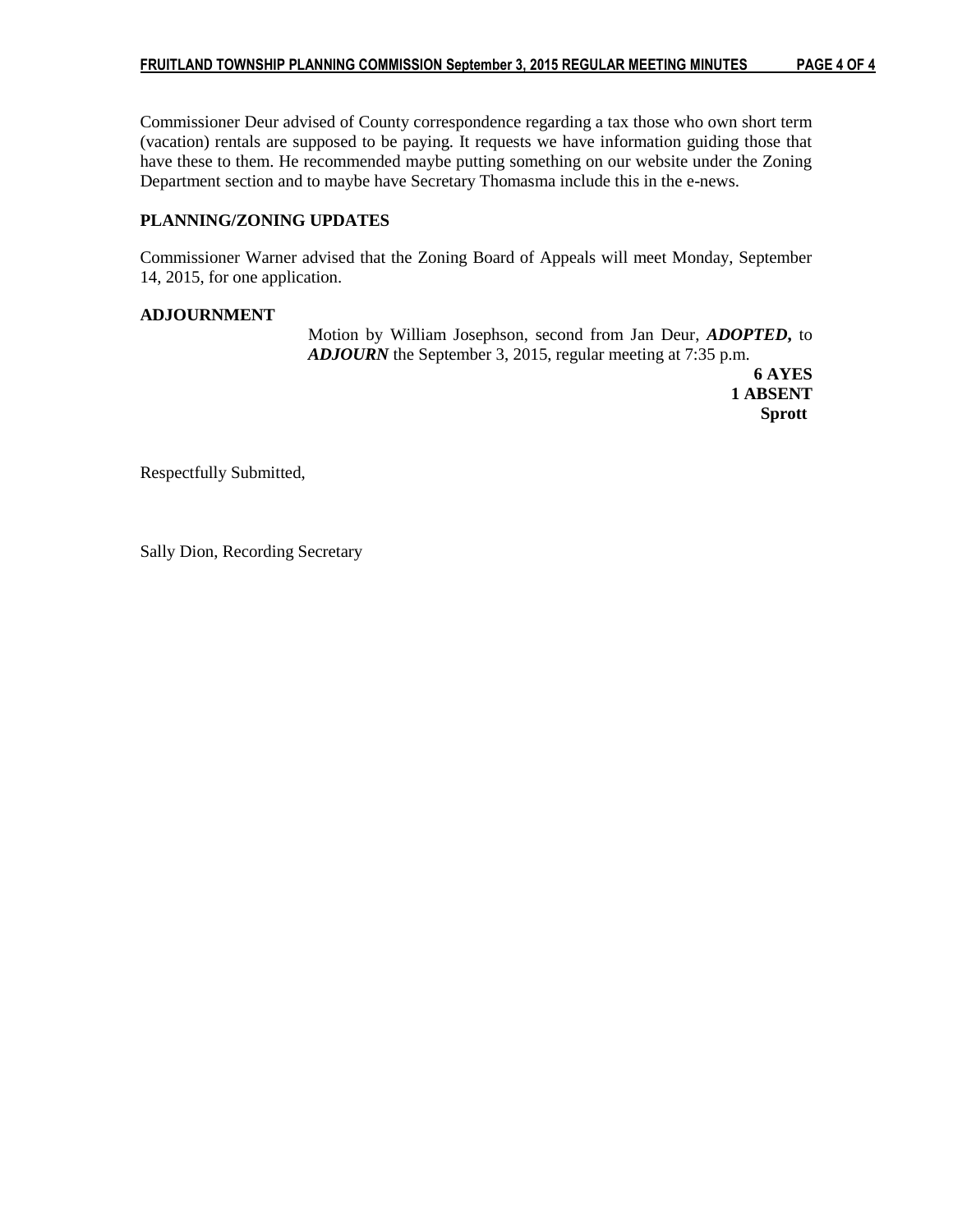Commissioner Deur advised of County correspondence regarding a tax those who own short term (vacation) rentals are supposed to be paying. It requests we have information guiding those that have these to them. He recommended maybe putting something on our website under the Zoning Department section and to maybe have Secretary Thomasma include this in the e-news.

**PLANNING/ZONING UPDATES**

Commissioner Warner advised that the Zoning Board of Appeals will meet Monday, September 14, 2015, for one application.

**ADJOURNMENT**

Motion by William Josephson, second from Jan Deur, ***ADOPTED,*** to ***ADJOURN*** the September 3, 2015, regular meeting at 7:35 p.m.

**6 AYES**
**1 ABSENT**
**Sprott**

Respectfully Submitted,

Sally Dion, Recording Secretary